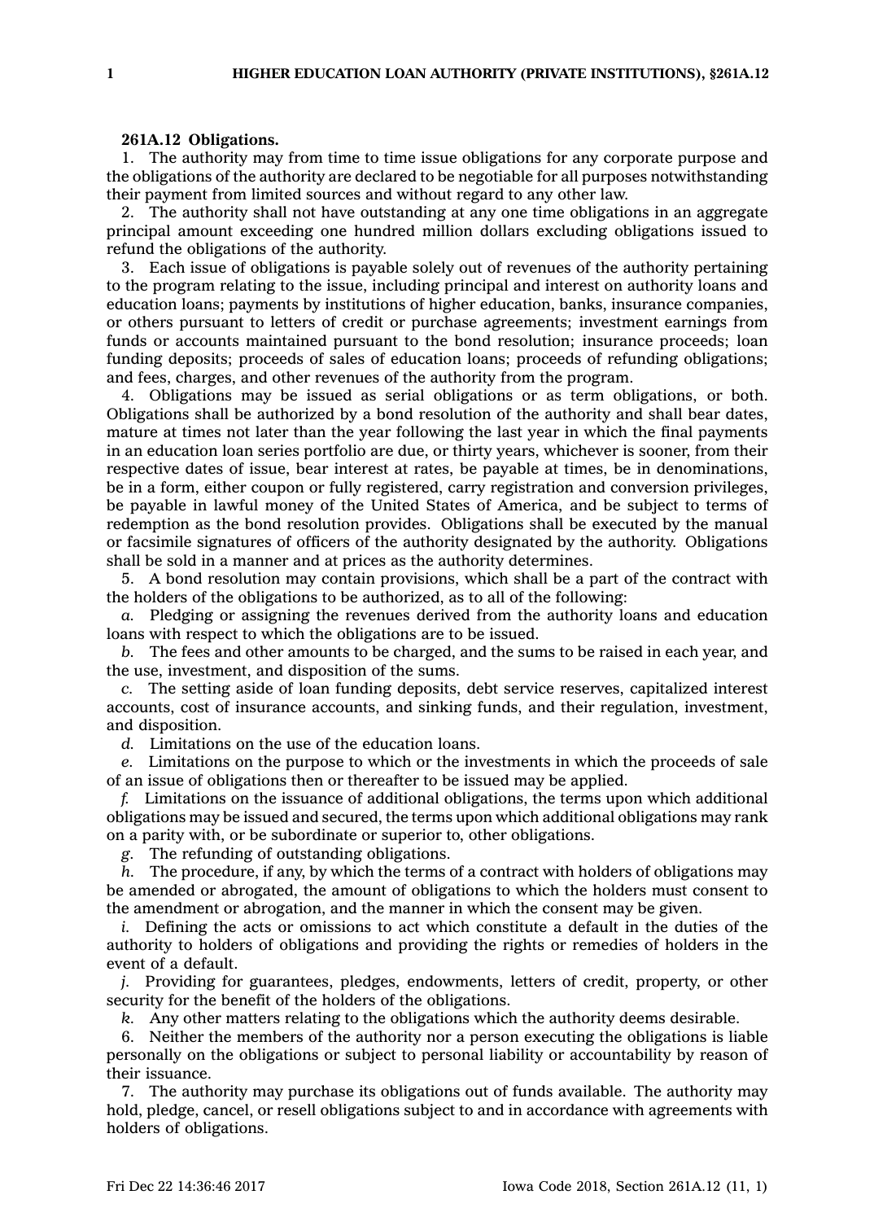**261A.12 Obligations.**

1. The authority may from time to time issue obligations for any corporate purpose and the obligations of the authority are declared to be negotiable for all purposes notwithstanding their payment from limited sources and without regard to any other law.

2. The authority shall not have outstanding at any one time obligations in an aggregate principal amount exceeding one hundred million dollars excluding obligations issued to refund the obligations of the authority.

3. Each issue of obligations is payable solely out of revenues of the authority pertaining to the program relating to the issue, including principal and interest on authority loans and education loans; payments by institutions of higher education, banks, insurance companies, or others pursuant to letters of credit or purchase agreements; investment earnings from funds or accounts maintained pursuant to the bond resolution; insurance proceeds; loan funding deposits; proceeds of sales of education loans; proceeds of refunding obligations; and fees, charges, and other revenues of the authority from the program.

4. Obligations may be issued as serial obligations or as term obligations, or both. Obligations shall be authorized by a bond resolution of the authority and shall bear dates, mature at times not later than the year following the last year in which the final payments in an education loan series portfolio are due, or thirty years, whichever is sooner, from their respective dates of issue, bear interest at rates, be payable at times, be in denominations, be in a form, either coupon or fully registered, carry registration and conversion privileges, be payable in lawful money of the United States of America, and be subject to terms of redemption as the bond resolution provides. Obligations shall be executed by the manual or facsimile signatures of officers of the authority designated by the authority. Obligations shall be sold in a manner and at prices as the authority determines.

5. A bond resolution may contain provisions, which shall be a part of the contract with the holders of the obligations to be authorized, as to all of the following:

*a.* Pledging or assigning the revenues derived from the authority loans and education loans with respect to which the obligations are to be issued.

*b.* The fees and other amounts to be charged, and the sums to be raised in each year, and the use, investment, and disposition of the sums.

*c.* The setting aside of loan funding deposits, debt service reserves, capitalized interest accounts, cost of insurance accounts, and sinking funds, and their regulation, investment, and disposition.

*d.* Limitations on the use of the education loans.

*e.* Limitations on the purpose to which or the investments in which the proceeds of sale of an issue of obligations then or thereafter to be issued may be applied.

*f.* Limitations on the issuance of additional obligations, the terms upon which additional obligations may be issued and secured, the terms upon which additional obligations may rank on a parity with, or be subordinate or superior to, other obligations.

*g.* The refunding of outstanding obligations.

*h.* The procedure, if any, by which the terms of a contract with holders of obligations may be amended or abrogated, the amount of obligations to which the holders must consent to the amendment or abrogation, and the manner in which the consent may be given.

*i.* Defining the acts or omissions to act which constitute a default in the duties of the authority to holders of obligations and providing the rights or remedies of holders in the event of a default.

*j.* Providing for guarantees, pledges, endowments, letters of credit, property, or other security for the benefit of the holders of the obligations.

*k.* Any other matters relating to the obligations which the authority deems desirable.

6. Neither the members of the authority nor a person executing the obligations is liable personally on the obligations or subject to personal liability or accountability by reason of their issuance.

7. The authority may purchase its obligations out of funds available. The authority may hold, pledge, cancel, or resell obligations subject to and in accordance with agreements with holders of obligations.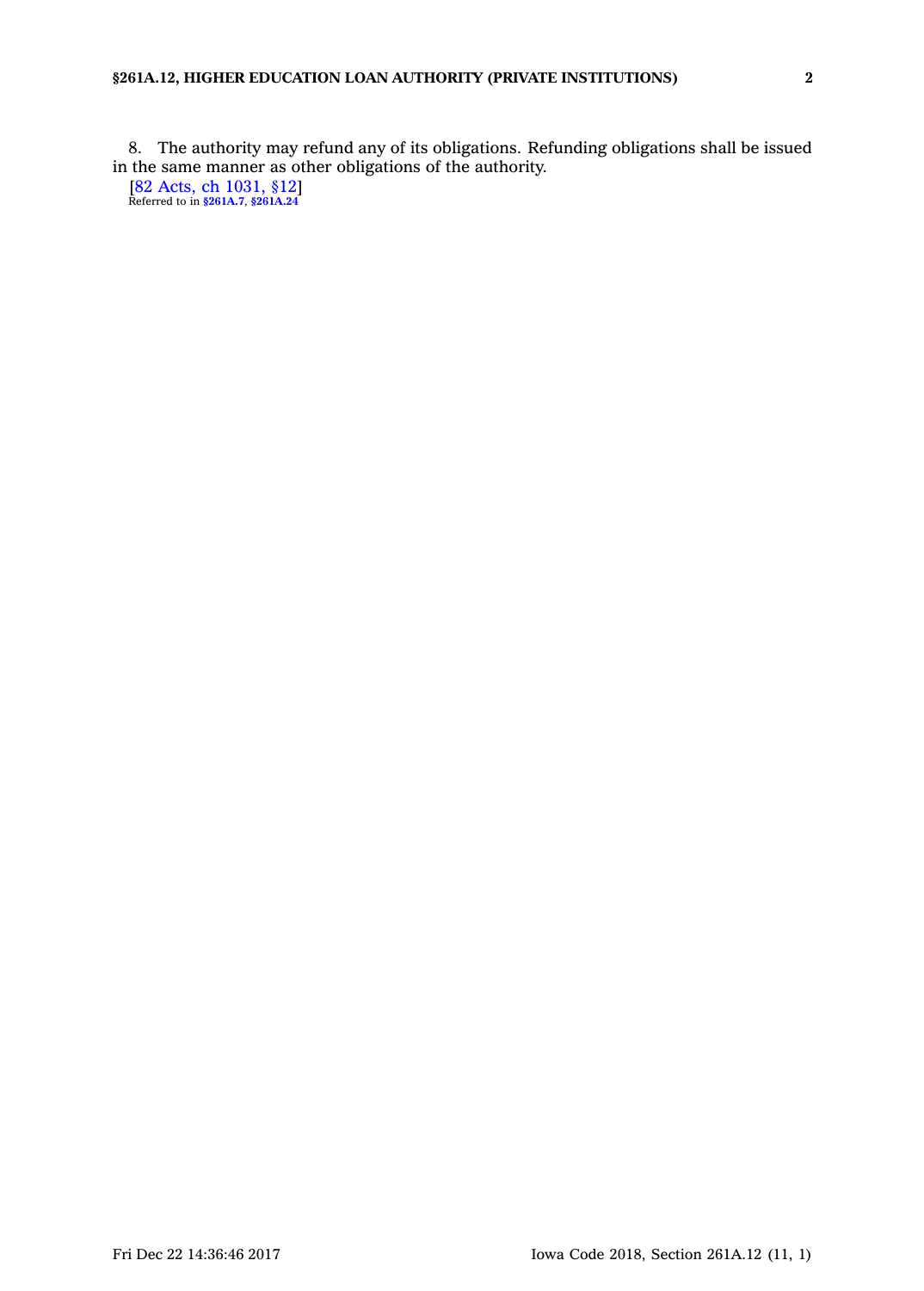8. The authority may refund any of its obligations. Refunding obligations shall be issued in the same manner as other obligations of the authority.

[82 Acts, ch 1031, §12]

Referred to in §261A.7, §261A.24